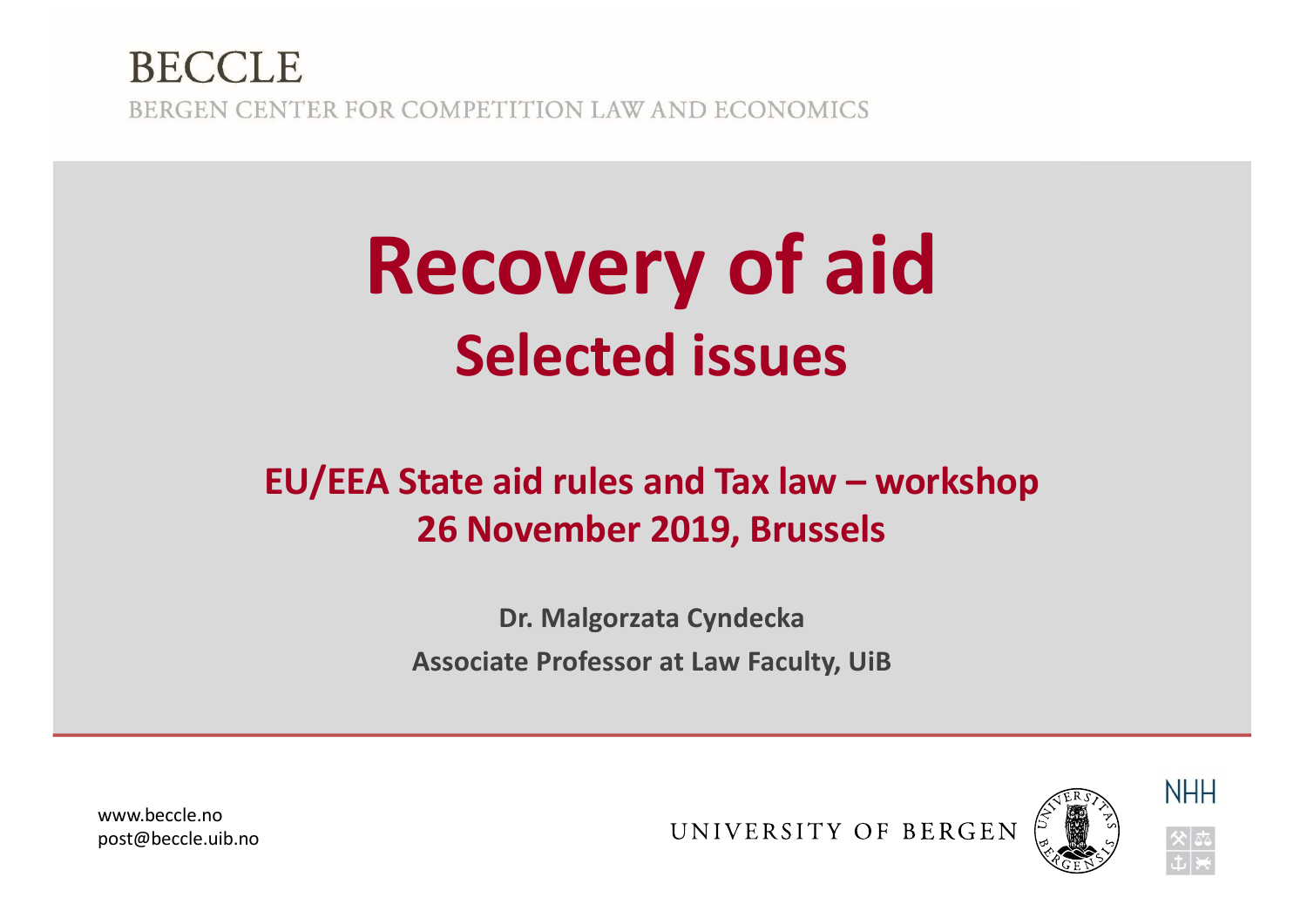BECCLE

BERGEN CENTER FOR COMPETITION LAW AND ECONOMICS

# Recovery of aid

## Selected issues

### EU/EEA State aid rules and Tax law – workshop
### 26 November 2019, Brussels

**Dr. Malgorzata Cyndecka**

**Associate Professor at Law Faculty, UiB**

www.beccle.no
post@beccle.uib.no

UNIVERSITY OF BERGEN

NHH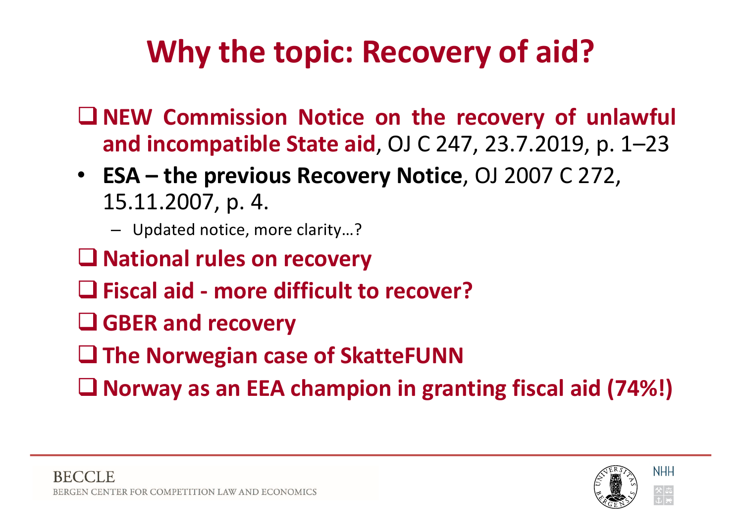# Why the topic: Recovery of aid?

- **NEW Commission Notice on the recovery of unlawful and incompatible State aid**, OJ C 247, 23.7.2019, p. 1–23
- **ESA – the previous Recovery Notice**, OJ 2007 C 272, 15.11.2007, p. 4.
  - Updated notice, more clarity…?
- **National rules on recovery**
- **Fiscal aid - more difficult to recover?**
- **GBER and recovery**
- **The Norwegian case of SkatteFUNN**
- **Norway as an EEA champion in granting fiscal aid (74%!)**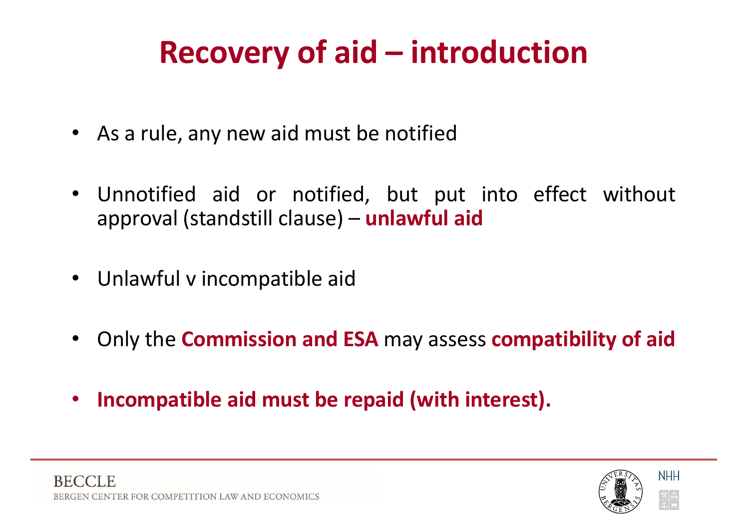# Recovery of aid – introduction

- As a rule, any new aid must be notified
- Unnotified aid or notified, but put into effect without approval (standstill clause) – **unlawful aid**
- Unlawful v incompatible aid
- Only the **Commission and ESA** may assess **compatibility of aid**
- **Incompatible aid must be repaid (with interest).**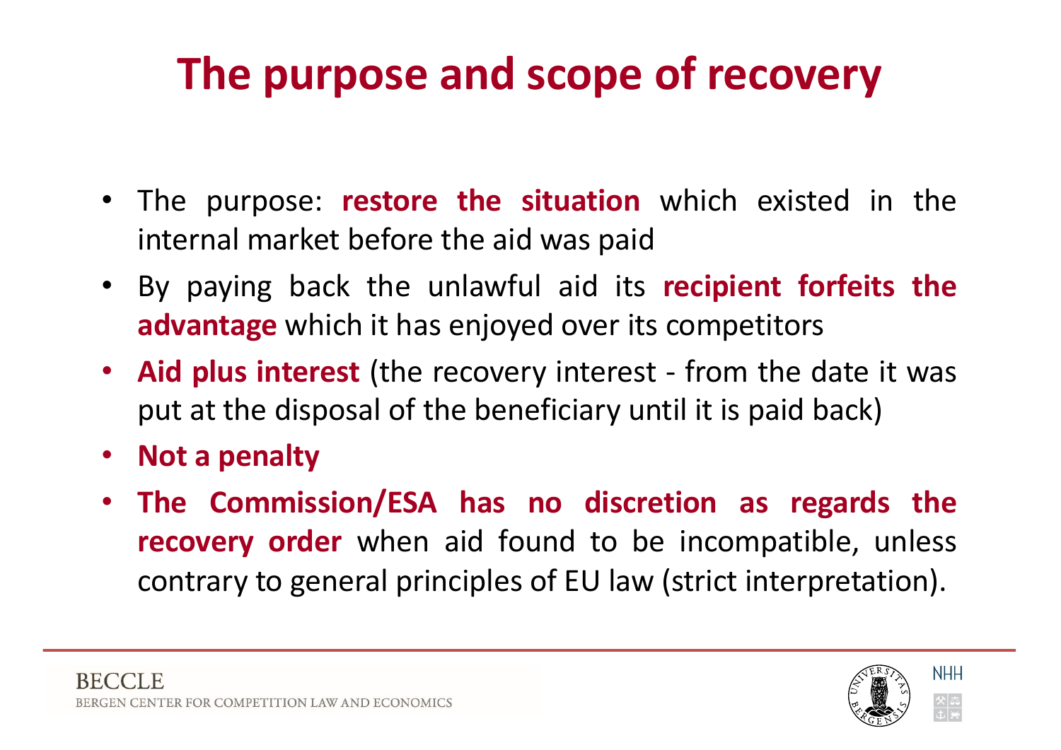# The purpose and scope of recovery

- The purpose: **restore the situation** which existed in the internal market before the aid was paid
- By paying back the unlawful aid its **recipient forfeits the advantage** which it has enjoyed over its competitors
- **Aid plus interest** (the recovery interest - from the date it was put at the disposal of the beneficiary until it is paid back)
- **Not a penalty**
- **The Commission/ESA has no discretion as regards the recovery order** when aid found to be incompatible, unless contrary to general principles of EU law (strict interpretation).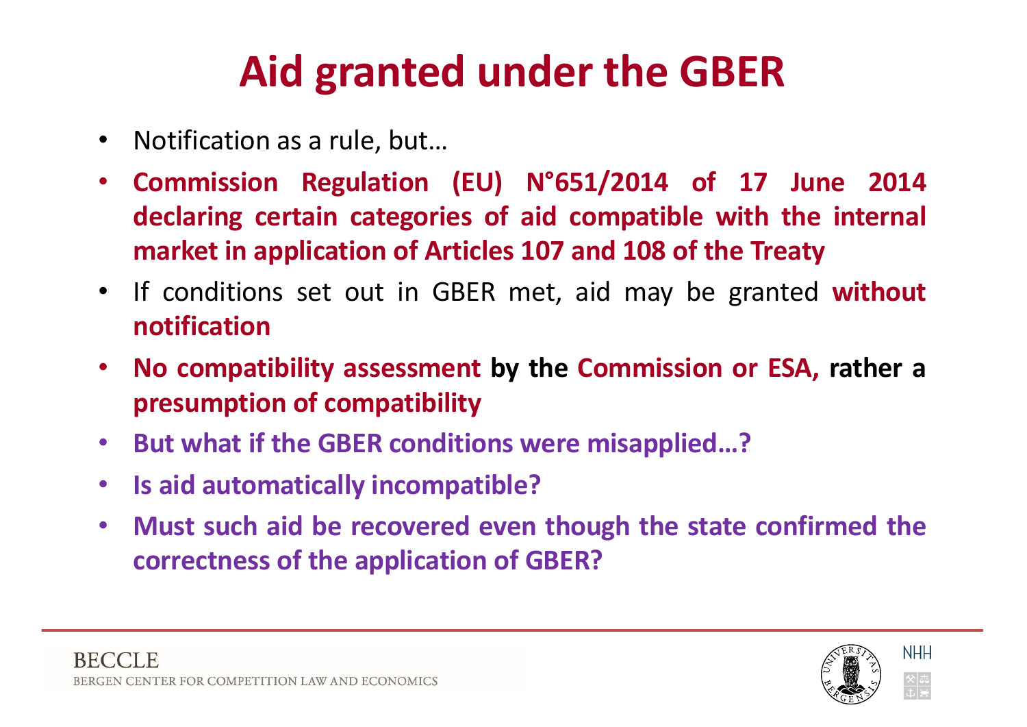# Aid granted under the GBER

- Notification as a rule, but…
- **Commission Regulation (EU) N°651/2014 of 17 June 2014 declaring certain categories of aid compatible with the internal market in application of Articles 107 and 108 of the Treaty**
- If conditions set out in GBER met, aid may be granted **without notification**
- **No compatibility assessment by the Commission or ESA, rather a presumption of compatibility**
- **But what if the GBER conditions were misapplied…?**
- **Is aid automatically incompatible?**
- **Must such aid be recovered even though the state confirmed the correctness of the application of GBER?**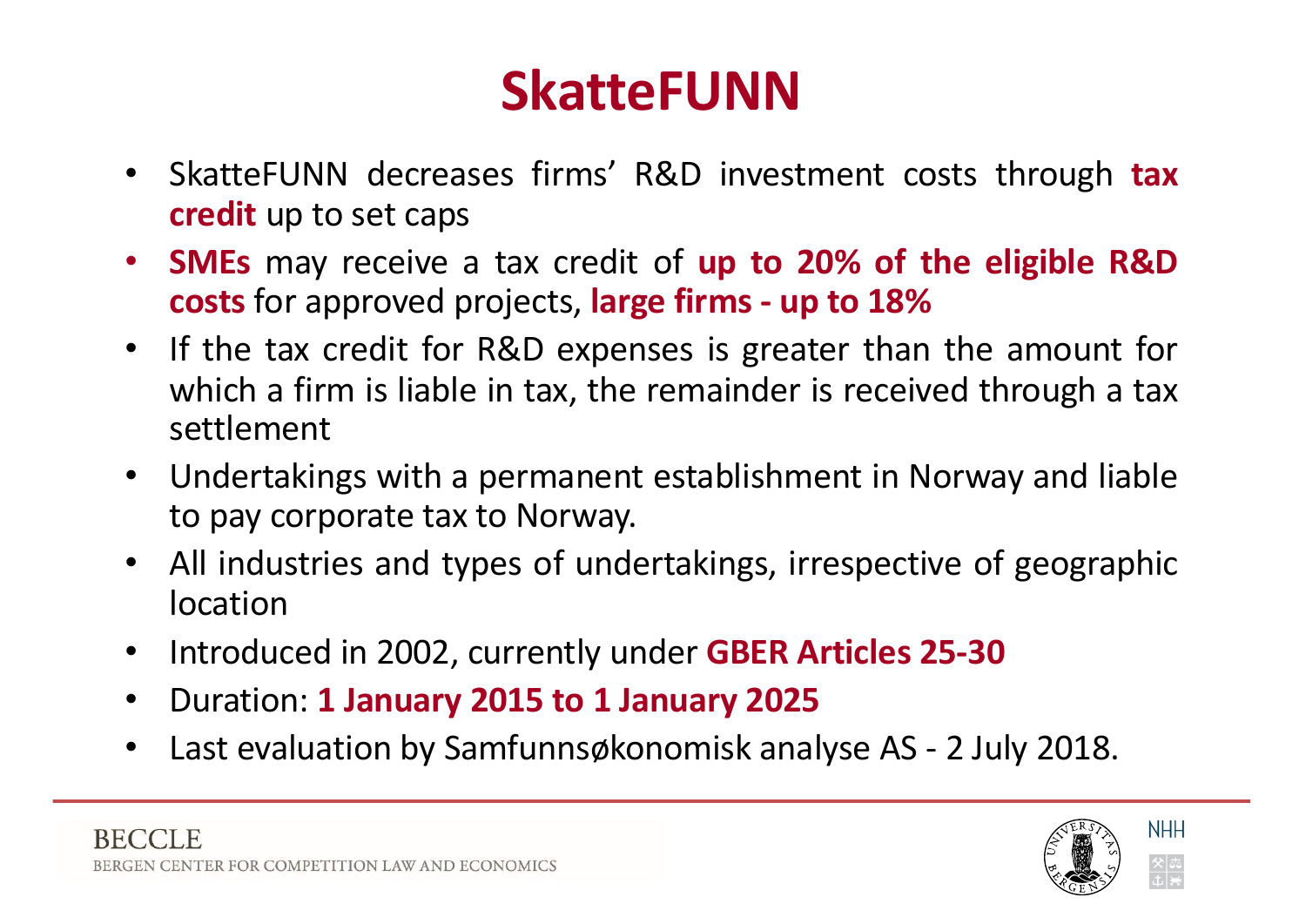# SkatteFUNN

- SkatteFUNN decreases firms' R&D investment costs through **tax credit** up to set caps
- **SMEs** may receive a tax credit of **up to 20% of the eligible R&D costs** for approved projects, **large firms - up to 18%**
- If the tax credit for R&D expenses is greater than the amount for which a firm is liable in tax, the remainder is received through a tax settlement
- Undertakings with a permanent establishment in Norway and liable to pay corporate tax to Norway.
- All industries and types of undertakings, irrespective of geographic location
- Introduced in 2002, currently under **GBER Articles 25-30**
- Duration: **1 January 2015 to 1 January 2025**
- Last evaluation by Samfunnsøkonomisk analyse AS - 2 July 2018.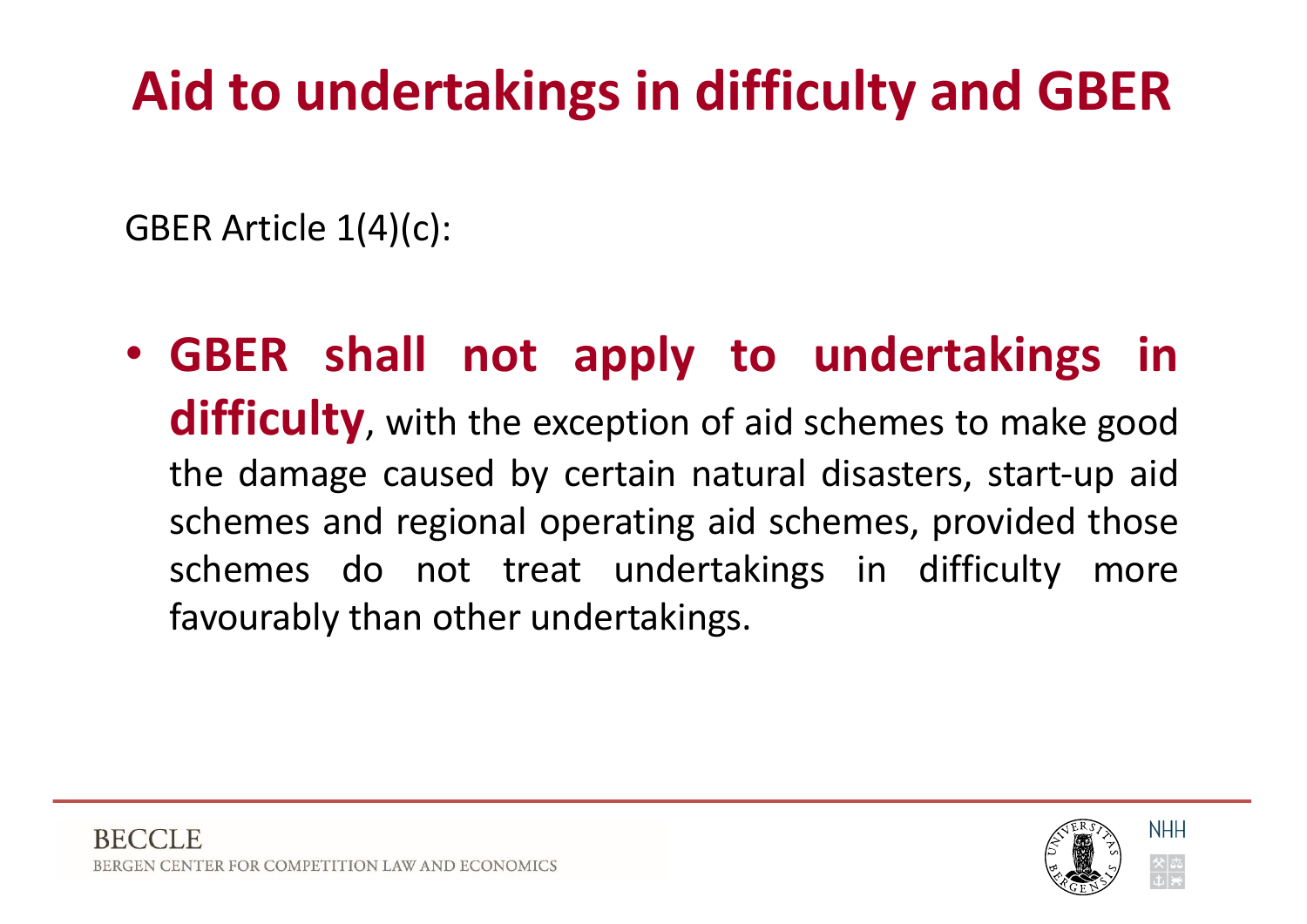# Aid to undertakings in difficulty and GBER

GBER Article 1(4)(c):

- **GBER shall not apply to undertakings in difficulty**, with the exception of aid schemes to make good the damage caused by certain natural disasters, start-up aid schemes and regional operating aid schemes, provided those schemes do not treat undertakings in difficulty more favourably than other undertakings.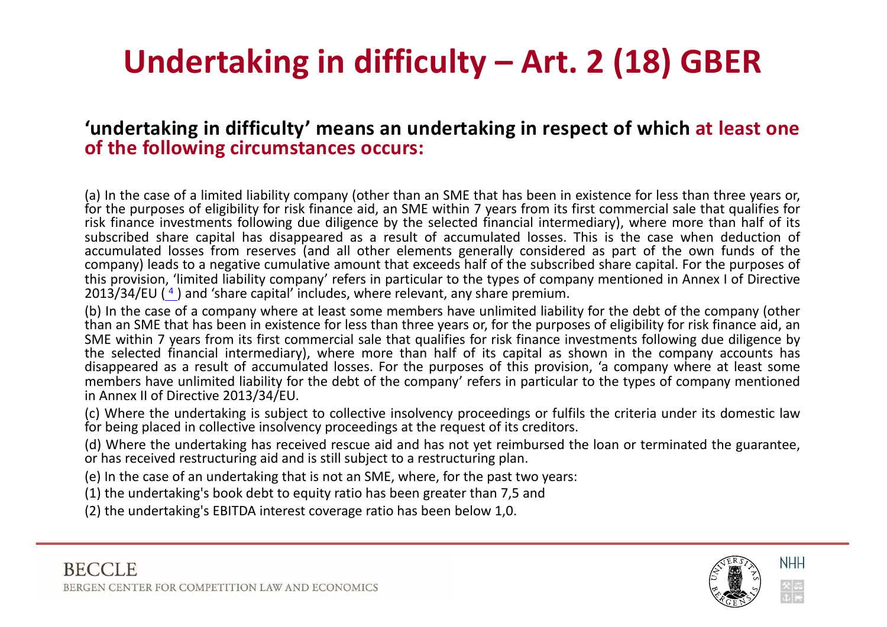# Undertaking in difficulty – Art. 2 (18) GBER

**'undertaking in difficulty' means an undertaking in respect of which at least one of the following circumstances occurs:**

(a) In the case of a limited liability company (other than an SME that has been in existence for less than three years or, for the purposes of eligibility for risk finance aid, an SME within 7 years from its first commercial sale that qualifies for risk finance investments following due diligence by the selected financial intermediary), where more than half of its subscribed share capital has disappeared as a result of accumulated losses. This is the case when deduction of accumulated losses from reserves (and all other elements generally considered as part of the own funds of the company) leads to a negative cumulative amount that exceeds half of the subscribed share capital. For the purposes of this provision, 'limited liability company' refers in particular to the types of company mentioned in Annex I of Directive 2013/34/EU ([4]) and 'share capital' includes, where relevant, any share premium.

(b) In the case of a company where at least some members have unlimited liability for the debt of the company (other than an SME that has been in existence for less than three years or, for the purposes of eligibility for risk finance aid, an SME within 7 years from its first commercial sale that qualifies for risk finance investments following due diligence by the selected financial intermediary), where more than half of its capital as shown in the company accounts has disappeared as a result of accumulated losses. For the purposes of this provision, 'a company where at least some members have unlimited liability for the debt of the company' refers in particular to the types of company mentioned in Annex II of Directive 2013/34/EU.

(c) Where the undertaking is subject to collective insolvency proceedings or fulfils the criteria under its domestic law for being placed in collective insolvency proceedings at the request of its creditors.

(d) Where the undertaking has received rescue aid and has not yet reimbursed the loan or terminated the guarantee, or has received restructuring aid and is still subject to a restructuring plan.

(e) In the case of an undertaking that is not an SME, where, for the past two years:

(1) the undertaking's book debt to equity ratio has been greater than 7,5 and

(2) the undertaking's EBITDA interest coverage ratio has been below 1,0.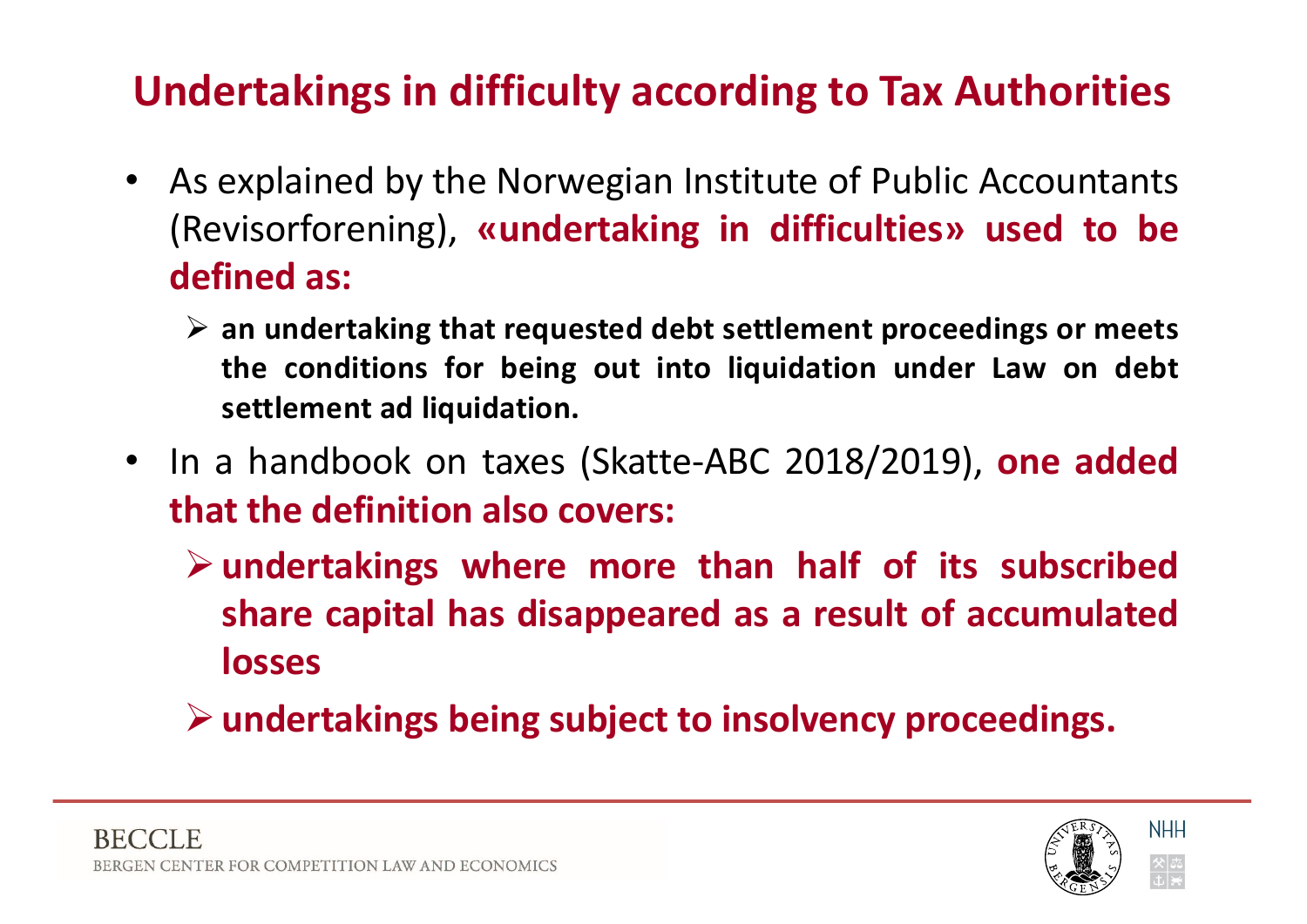# Undertakings in difficulty according to Tax Authorities

- As explained by the Norwegian Institute of Public Accountants (Revisorforening), **«undertaking in difficulties» used to be defined as:**
  - **an undertaking that requested debt settlement proceedings or meets the conditions for being out into liquidation under Law on debt settlement ad liquidation.**
- In a handbook on taxes (Skatte-ABC 2018/2019), **one added that the definition also covers:**
  - **undertakings where more than half of its subscribed share capital has disappeared as a result of accumulated losses**
  - **undertakings being subject to insolvency proceedings.**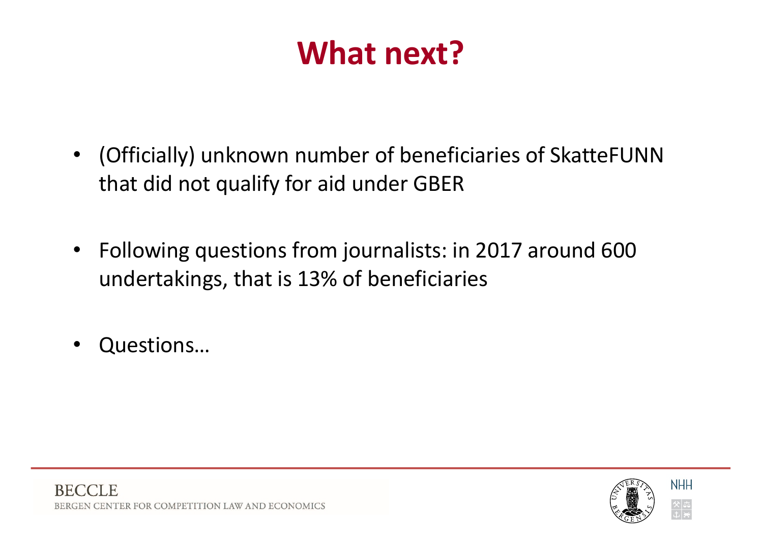# What next?

- (Officially) unknown number of beneficiaries of SkatteFUNN that did not qualify for aid under GBER
- Following questions from journalists: in 2017 around 600 undertakings, that is 13% of beneficiaries
- Questions…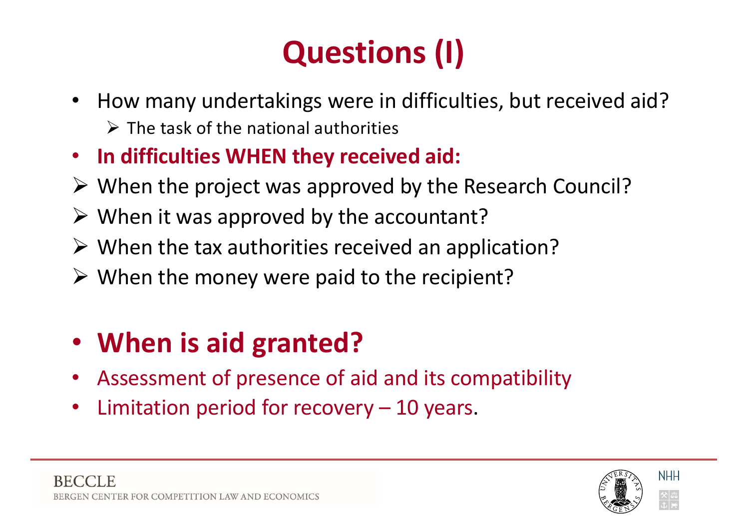# Questions (I)

- How many undertakings were in difficulties, but received aid?
  - The task of the national authorities
- **In difficulties WHEN they received aid:**
  - When the project was approved by the Research Council?
  - When it was approved by the accountant?
  - When the tax authorities received an application?
  - When the money were paid to the recipient?

- **When is aid granted?**
- Assessment of presence of aid and its compatibility
- Limitation period for recovery – 10 years.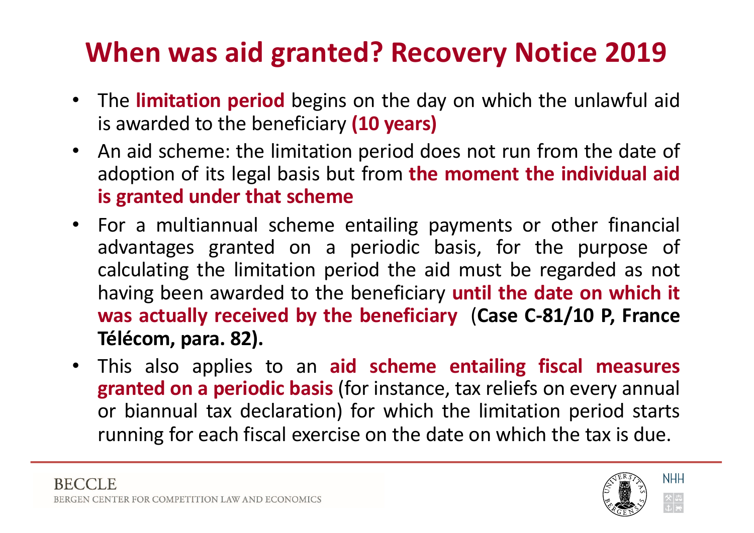# When was aid granted? Recovery Notice 2019

- The **limitation period** begins on the day on which the unlawful aid is awarded to the beneficiary **(10 years)**
- An aid scheme: the limitation period does not run from the date of adoption of its legal basis but from **the moment the individual aid is granted under that scheme**
- For a multiannual scheme entailing payments or other financial advantages granted on a periodic basis, for the purpose of calculating the limitation period the aid must be regarded as not having been awarded to the beneficiary **until the date on which it was actually received by the beneficiary** (**Case C-81/10 P, France Télécom, para. 82).**
- This also applies to an **aid scheme entailing fiscal measures granted on a periodic basis** (for instance, tax reliefs on every annual or biannual tax declaration) for which the limitation period starts running for each fiscal exercise on the date on which the tax is due.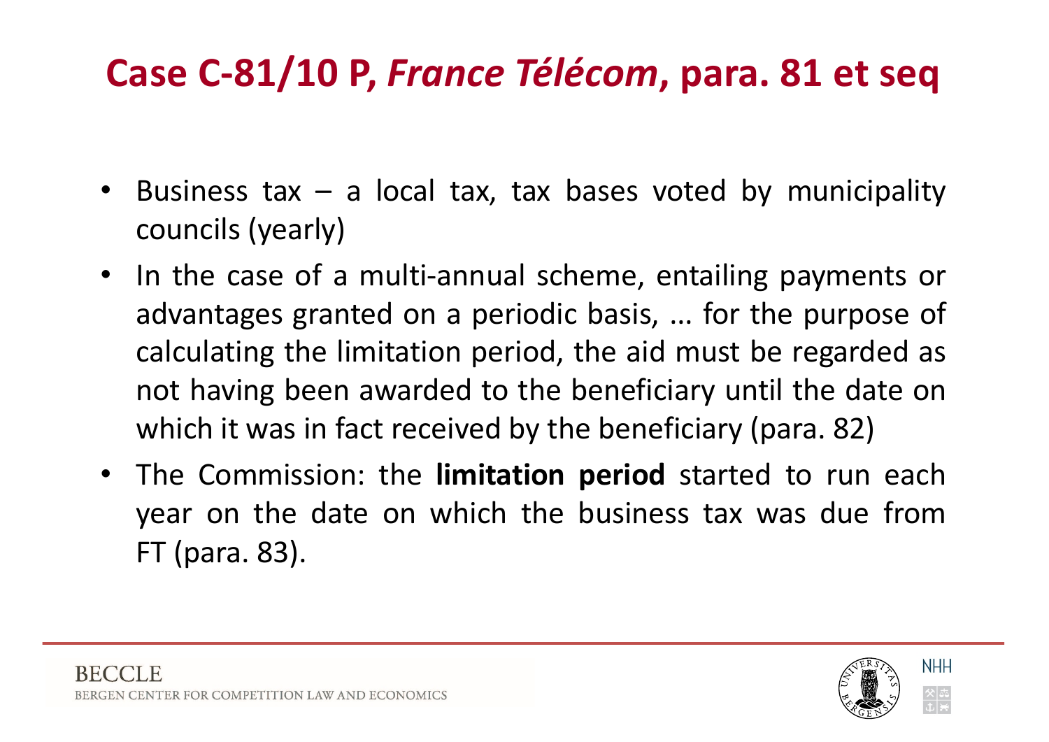# Case C-81/10 P, *France Télécom*, para. 81 et seq

- Business tax – a local tax, tax bases voted by municipality councils (yearly)
- In the case of a multi-annual scheme, entailing payments or advantages granted on a periodic basis, … for the purpose of calculating the limitation period, the aid must be regarded as not having been awarded to the beneficiary until the date on which it was in fact received by the beneficiary (para. 82)
- The Commission: the **limitation period** started to run each year on the date on which the business tax was due from FT (para. 83).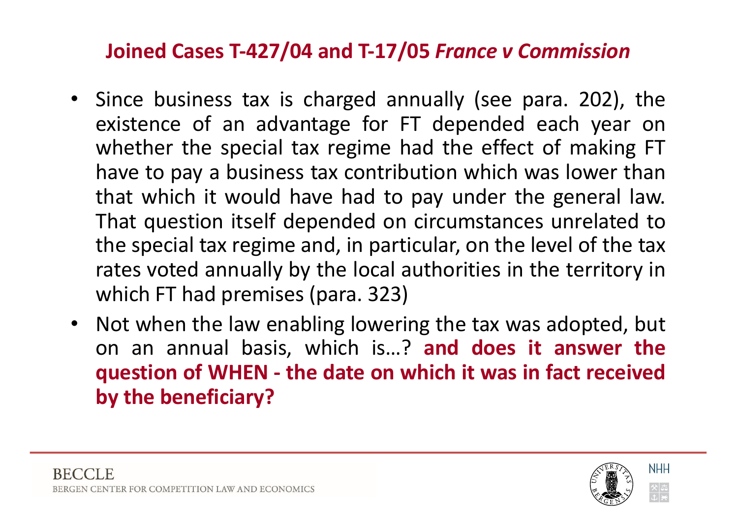## Joined Cases T-427/04 and T-17/05 *France v Commission*

- Since business tax is charged annually (see para. 202), the existence of an advantage for FT depended each year on whether the special tax regime had the effect of making FT have to pay a business tax contribution which was lower than that which it would have had to pay under the general law. That question itself depended on circumstances unrelated to the special tax regime and, in particular, on the level of the tax rates voted annually by the local authorities in the territory in which FT had premises (para. 323)
- Not when the law enabling lowering the tax was adopted, but on an annual basis, which is…? **and does it answer the question of WHEN - the date on which it was in fact received by the beneficiary?**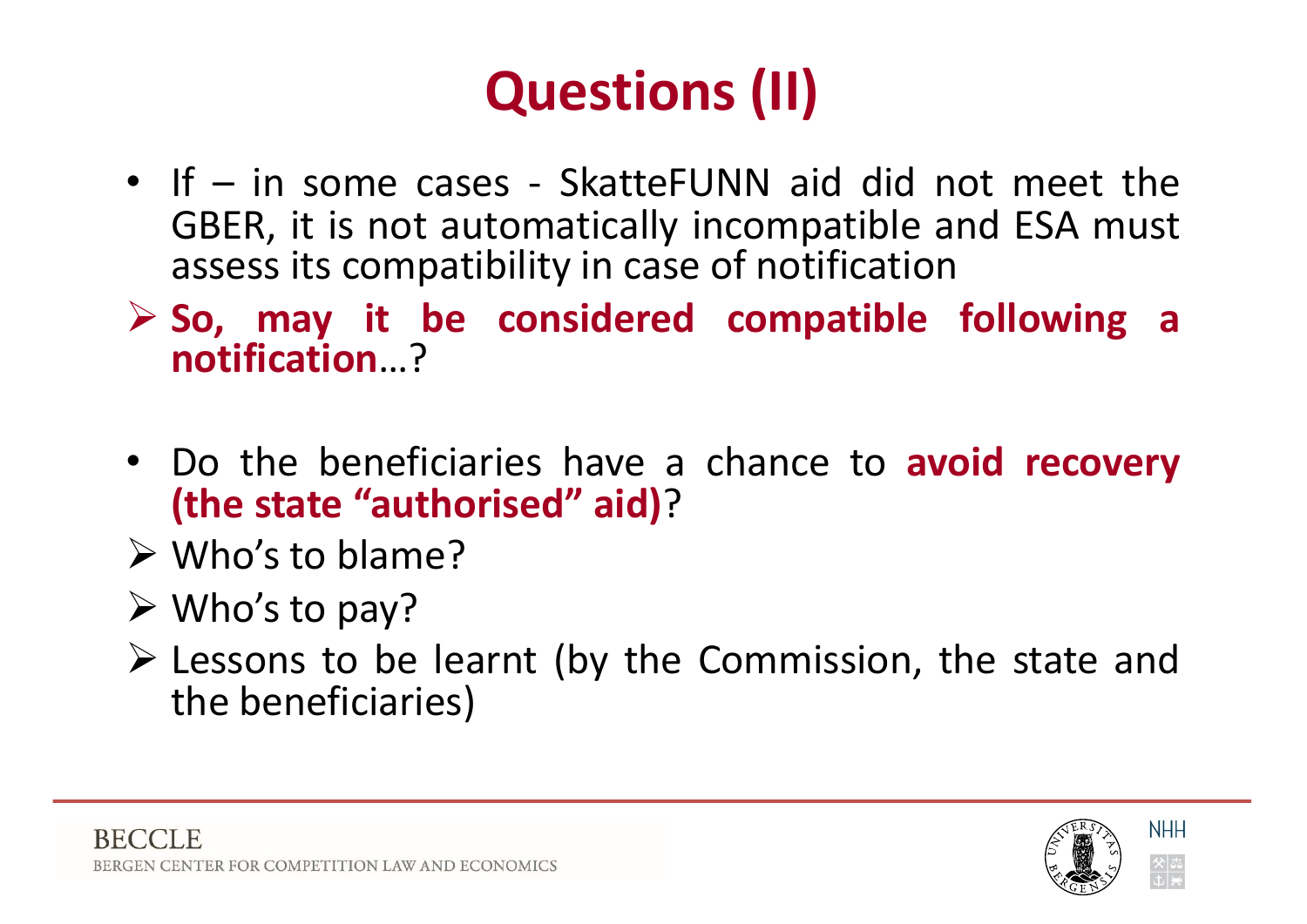# Questions (II)

- If – in some cases - SkatteFUNN aid did not meet the GBER, it is not automatically incompatible and ESA must assess its compatibility in case of notification
- **So, may it be considered compatible following a notification**…?

- Do the beneficiaries have a chance to **avoid recovery (the state "authorised" aid)**?
- Who's to blame?
- Who's to pay?
- Lessons to be learnt (by the Commission, the state and the beneficiaries)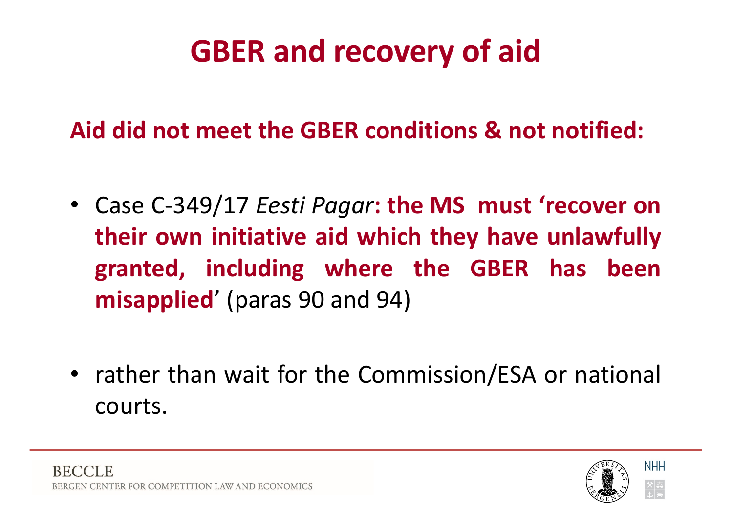# GBER and recovery of aid

**Aid did not meet the GBER conditions & not notified:**

- Case C-349/17 *Eesti Pagar*: **the MS must 'recover on their own initiative aid which they have unlawfully granted, including where the GBER has been misapplied**' (paras 90 and 94)

- rather than wait for the Commission/ESA or national courts.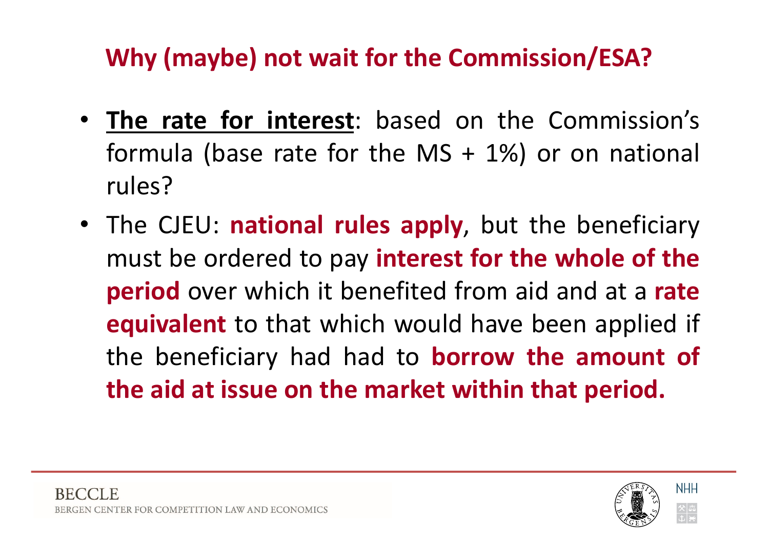## Why (maybe) not wait for the Commission/ESA?

- **The rate for interest**: based on the Commission's formula (base rate for the MS + 1%) or on national rules?
- The CJEU: **national rules apply**, but the beneficiary must be ordered to pay **interest for the whole of the period** over which it benefited from aid and at a **rate equivalent** to that which would have been applied if the beneficiary had had to **borrow the amount of the aid at issue on the market within that period.**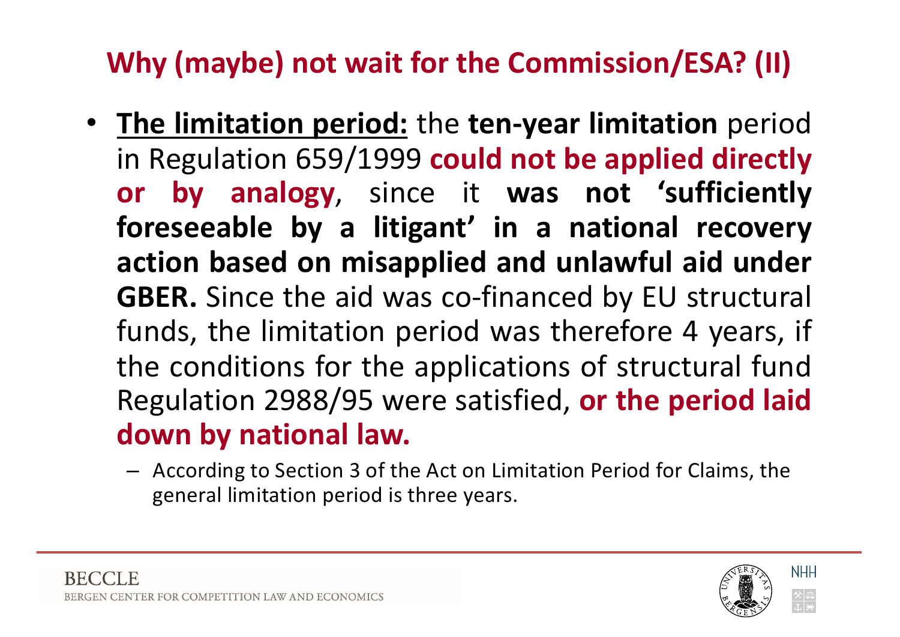## Why (maybe) not wait for the Commission/ESA? (II)

- **<u>The limitation period:</u>** the **ten-year limitation** period in Regulation 659/1999 **could not be applied directly or by analogy**, since it **was not 'sufficiently foreseeable by a litigant' in a national recovery action based on misapplied and unlawful aid under GBER.** Since the aid was co-financed by EU structural funds, the limitation period was therefore 4 years, if the conditions for the applications of structural fund Regulation 2988/95 were satisfied, **or the period laid down by national law.**
  - According to Section 3 of the Act on Limitation Period for Claims, the general limitation period is three years.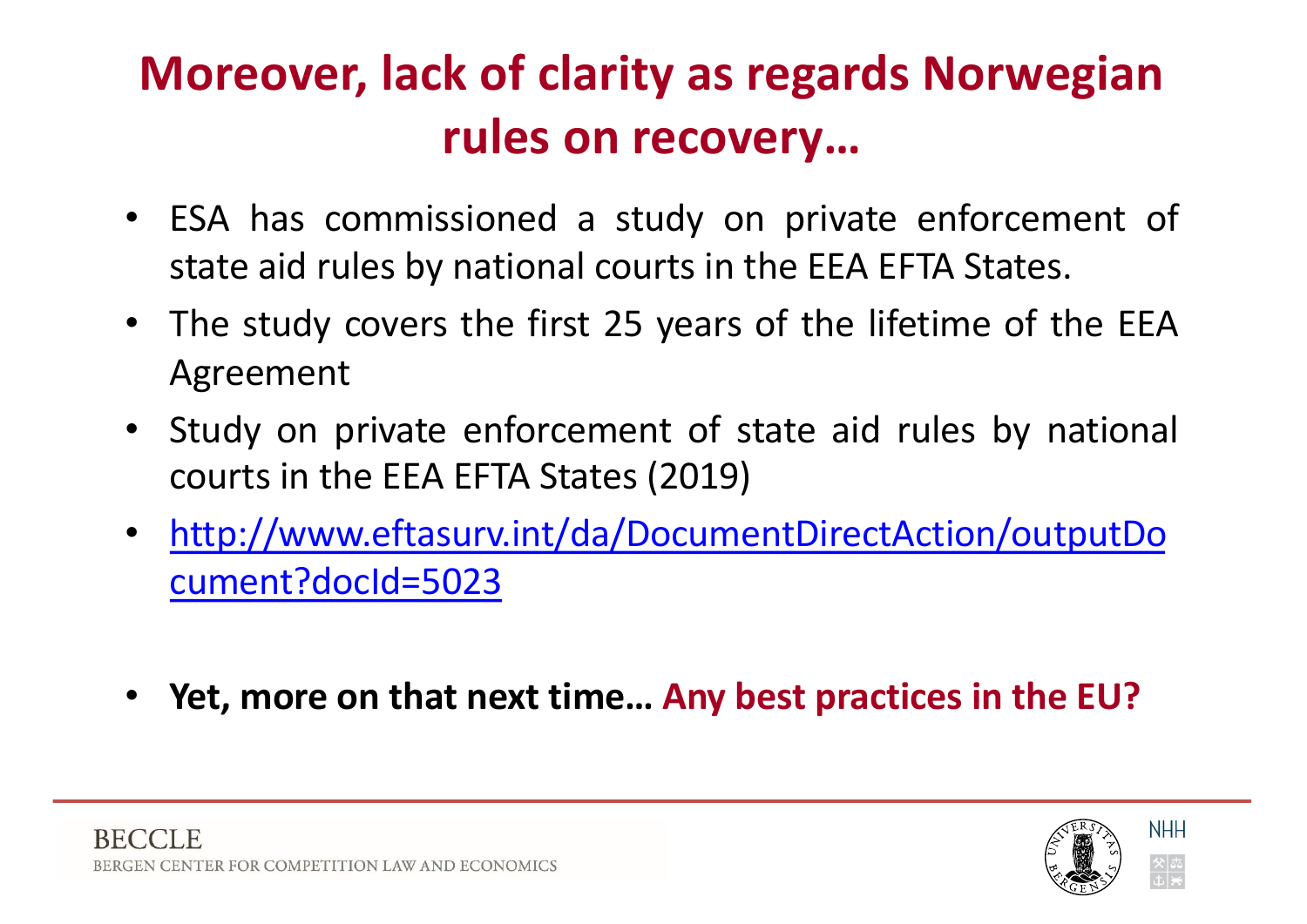# Moreover, lack of clarity as regards Norwegian rules on recovery…

- ESA has commissioned a study on private enforcement of state aid rules by national courts in the EEA EFTA States.
- The study covers the first 25 years of the lifetime of the EEA Agreement
- Study on private enforcement of state aid rules by national courts in the EEA EFTA States (2019)
- http://www.eftasurv.int/da/DocumentDirectAction/outputDocument?docId=5023
- **Yet, more on that next time… Any best practices in the EU?**